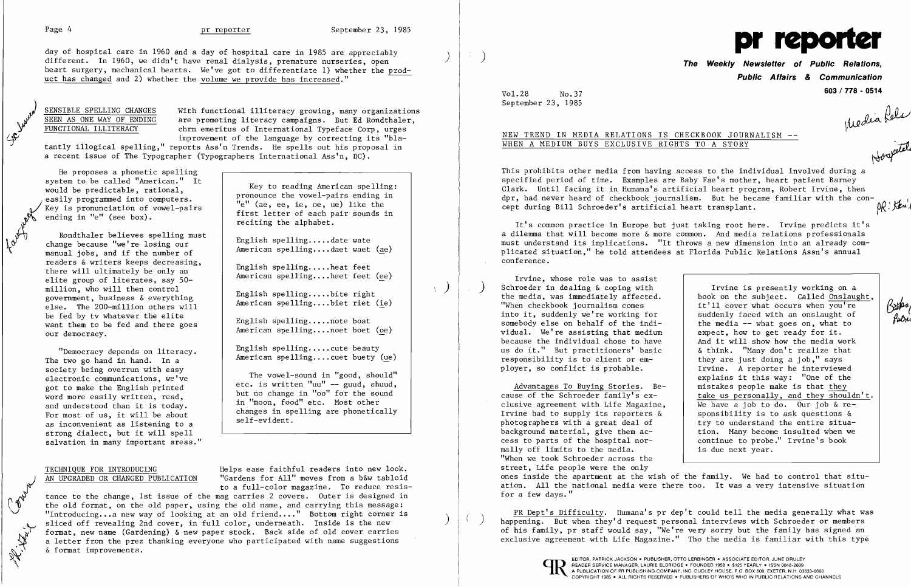day of hospital care in 1960 and a day of hospital care in 1985 are appreciably different. In 1960, we didn't have renal dialysis, premature nurseries, open heart surgery, mechanical hearts. We've got to differentiate 1) whether the product has changed and 2) whether the volume we provide has increased."

## SENSIBLE SPELLING CHANGES SEEN AS ONE WAY OF ENDING FUNCTIONAL ILLITERACY

With functional illiteracy growing, many organizations are promoting literacy campaigns. But Ed Rondthaler, chrm emeritus of International Typeface Corp, urges improvement of the language by correcting its "blatantly illogical spelling," reports Ass'n Trends. He spells out his proposal in a recent issue of The Typographer (Typographers International Ass'n, DC).

He proposes a phonetic spelling system to be called "American." It would be predictable, rational, easily programmed into computers. Key is pronunciation of vowel-pairs ending in "e" (see box).

Rondthaler believes spelling must change because "we're losing our manual jobs, and if the number of readers & writers keeps decreasing, there will ultimately be only an elite group of literates, say 50-million, who will then control government, business & everything else. The 200-million others will be fed by tv whatever the elite want them to be fed and there goes our democracy.

"Democracy depends on literacy. The two go hand in hand. In a society being overrun with easy electronic communications, we've got to make the English printed word more easily written, read, and understood than it is today. For most of us, it will be about as inconvenient as listening to a strong dialect, but it will spell salvation in many important areas."

> Key to reading American spelling: pronounce the vowel-pairs ending in "e" (ae, ee, ie, oe, ue) like the first letter of each pair sounds in reciting the alphabet.
>
> English spelling.....date wate
> American spelling....daet waet (ae)
>
> English spelling.....heat feet
> American spelling....heet feet (ee)
>
> English spelling.....bite right
> American spelling....biet riet (ie)
>
> English spelling.....note boat
> American spelling....noet boet (oe)
>
> English spelling.....cute beauty
> American spelling....cuet buety (ue)
>
> The vowel-sound in "good, should" etc. is written "uu" -- guud, shuud, but no change in "oo" for the sound in "moon, food" etc. Most other changes in spelling are phonetically self-evident.

## TECHNIQUE FOR INTRODUCING AN UPGRADED OR CHANGED PUBLICATION

Helps ease faithful readers into new look. "Gardens for All" moves from a b&w tabloid to a full-color magazine. To reduce resistance to the change, 1st issue of the mag carries 2 covers. Outer is designed in the old format, on the old paper, using the old name, and carrying this message: "Introducing...a new way of looking at an old friend...." Bottom right corner is sliced off revealing 2nd cover, in full color, underneath. Inside is the new format, new name (Gardening) & new paper stock. Back side of old cover carries a letter from the prez thanking everyone who participated with name suggestions & format improvements.

# pr reporter

**The Weekly Newsletter of Public Relations, Public Affairs & Communication**

603 / 778 - 0514

Vol.28 No.37
September 23, 1985

## NEW TREND IN MEDIA RELATIONS IS CHECKBOOK JOURNALISM -- WHEN A MEDIUM BUYS EXCLUSIVE RIGHTS TO A STORY

This prohibits other media from having access to the individual involved during a specified period of time. Examples are Baby Fae's mother, heart patient Barney Clark. Until facing it in Humana's artificial heart program, Robert Irvine, then dpr, had never heard of checkbook journalism. But he became familiar with the concept during Bill Schroeder's artificial heart transplant.

It's common practice in Europe but just taking root here. Irvine predicts it's a dilemma that will become more & more common. And media relations professionals must understand its implications. "It throws a new dimension into an already complicated situation," he told attendees at Florida Public Relations Assn's annual conference.

Irvine, whose role was to assist Schroeder in dealing & coping with the media, was immediately affected. "When checkbook journalism comes into it, suddenly we're working for somebody else on behalf of the individual. We're assisting that medium because the individual chose to have us do it." But practitioners' basic responsibility is to client or employer, so conflict is probable.

<u>Advantages To Buying Stories</u>. Because of the Schroeder family's exclusive agreement with Life Magazine, Irvine had to supply its reporters & photographers with a great deal of background material, give them access to parts of the hospital normally off limits to the media. "When we took Schroeder across the street, Life people were the only ones inside the apartment at the wish of the family. We had to control that situation. All the national media were there too. It was a very intensive situation for a few days."

> Irvine is presently working on a book on the subject. Called <u>Onslaught</u>, it'll cover what occurs when you're suddenly faced with an onslaught of the media -- what goes on, what to expect, how to get ready for it. And it will show how the media work & think. "Many don't realize that they are just doing a job," says Irvine. A reporter he interviewed explains it this way: "One of the mistakes people make is that <u>they take us personally, and they shouldn't</u>. We have a job to do. Our job & responsibility is to ask questions & try to understand the entire situation. Many become insulted when we continue to probe." Irvine's book is due next year.

<u>PR Dept's Difficulty</u>. Humana's pr dep't could tell the media generally what was happening. But when they'd request personal interviews with Schroeder or members of his family, pr staff would say, "We're very sorry but the family has signed an exclusive agreement with Life Magazine." Tho the media is familiar with this type

EDITOR, PATRICK JACKSON • PUBLISHER, OTTO LERBINGER • ASSOCIATE EDITOR, JUNE DRULEY
READER SERVICE MANAGER, LAURIE ELDRIDGE • FOUNDED 1958 • $125 YEARLY • ISSN 0048-2609
A PUBLICATION OF PR PUBLISHING COMPANY, INC. DUDLEY HOUSE, P.O. BOX 600, EXETER, N.H. 03833-0600
COPYRIGHT 1985 • ALL RIGHTS RESERVED • PUBLISHERS OF WHO'S WHO IN PUBLIC RELATIONS AND CHANNELS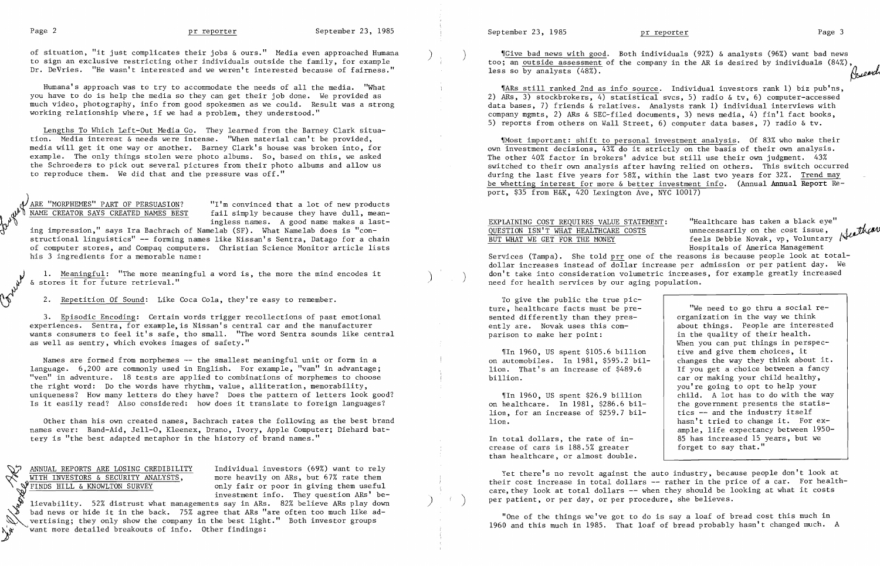of situation, "it just complicates their jobs & ours." Media even approached Humana to sign an exclusive restricting other individuals outside the family, for example Dr. DeVries. "He wasn't interested and we weren't interested because of fairness."

Humana's approach was to try to accommodate the needs of all the media. "What you have to do is help the media so they can get their job done. We provided as much video, photography, info from good spokesmen as we could. Result was a strong working relationship where, if we had a problem, they understood."

Lengths To Which Left-Out Media Go. They learned from the Barney Clark situation. Media interest & needs were intense. "When material can't be provided, media will get it one way or another. Barney Clark's house was broken into, for example. The only things stolen were photo albums. So, based on this, we asked the Schroeders to pick out several pictures from their photo albums and allow us to reproduce them. We did that and the pressure was off."

## ARE "MORPHEMES" PART OF PERSUASION? NAME CREATOR SAYS CREATED NAMES BEST

"I'm convinced that a lot of new products fail simply because they have dull, meaningless names. A good name makes a lasting impression," says Ira Bachrach of Namelab (SF). What Namelab does is "constructional linguistics" -- forming names like Nissan's Sentra, Datago for a chain of computer stores, and Compaq computers. Christian Science Monitor article lists his 3 ingredients for a memorable name:

1. Meaningful: "The more meaningful a word is, the more the mind encodes it & stores it for future retrieval."

2. Repetition Of Sound: Like Coca Cola, they're easy to remember.

3. Episodic Encoding: Certain words trigger recollections of past emotional experiences. Sentra, for example, is Nissan's central car and the manufacturer wants consumers to feel it's safe, tho small. "The word Sentra sounds like central as well as sentry, which evokes images of safety."

Names are formed from morphemes -- the smallest meaningful unit or form in a language. 6,200 are commonly used in English. For example, "van" in advantage; "ven" in adventure. 18 tests are applied to combinations of morphemes to choose the right word: Do the words have rhythm, value, alliteration, memorability, uniqueness? How many letters do they have? Does the pattern of letters look good? Is it easily read? Also considered: how does it translate to foreign languages?

Other than his own created names, Bachrach rates the following as the best brand names ever: Band-Aid, Jell-O, Kleenex, Drano, Ivory, Apple Computer; Diehard battery is "the best adapted metaphor in the history of brand names."

## ANNUAL REPORTS ARE LOSING CREDIBILITY WITH INVESTORS & SECURITY ANALYSTS, FINDS HILL & KNOWLTON SURVEY

Individual investors (69%) want to rely more heavily on ARs, but 67% rate them only fair or poor in giving them useful investment info. They question ARs' believability. 52% distrust what managements say in ARs. 82% believe ARs play down bad news or hide it in the back. 75% agree that ARs "are often too much like advertising; they only show the company in the best light." Both investor groups want more detailed breakouts of info. Other findings:

¶Give bad news with good. Both individuals (92%) & analysts (96%) want bad news too; an outside assessment of the company in the AR is desired by individuals (84%), less so by analysts (48%).

¶ARs still ranked 2nd as info source. Individual investors rank 1) biz pub'ns, 2) ARs, 3) stockbrokers, 4) statistical svcs, 5) radio & tv, 6) computer-accessed data bases, 7) friends & relatives. Analysts rank 1) individual interviews with company mgmts, 2) ARs & SEC-filed documents, 3) news media, 4) fin'l fact books, 5) reports from others on Wall Street, 6) computer data bases, 7) radio & tv.

¶Most important: shift to personal investment analysis. Of 83% who make their own investment decisions, 43% do it strictly on the basis of their own analysis. The other 40% factor in brokers' advice but still use their own judgment. 43% switched to their own analysis after having relied on others. This switch occurred during the last five years for 58%, within the last two years for 32%. Trend may be whetting interest for more & better investment info. (Annual **Annual Report** Report, $35 from H&K, 420 Lexington Ave, NYC 10017)

## EXPLAINING COST REQUIRES VALUE STATEMENT: QUESTION ISN'T WHAT HEALTHCARE COSTS BUT WHAT WE GET FOR THE MONEY

"Healthcare has taken a black eye" unnecessarily on the cost issue, feels Debbie Novak, vp, Voluntary Hospitals of America Management Services (Tampa). She told prr one of the reasons is because people look at total-dollar increases instead of dollar increase per admission or per patient day. We don't take into consideration volumetric increases, for example greatly increased need for health services by our aging population.

To give the public the true picture, healthcare facts must be presented differently than they presently are. Novak uses this comparison to make her point:

¶In 1960, US spent $105.6 billion on automobiles. In 1981, $595.2 billion. That's an increase of $489.6 billion.

¶In 1960, US spent $26.9 billion on healthcare. In 1981, $286.6 billion, for an increase of $259.7 billion.

In total dollars, the rate of increase of cars is 188.5% greater than healthcare, or almost double.

> "We need to go thru a social reorganization in the way we think about things. People are interested in the quality of their health. When you can put things in perspective and give them choices, it changes the way they think about it. If you get a choice between a fancy car or making your child healthy, you're going to opt to help your child. A lot has to do with the way the government presents the statistics -- and the industry itself hasn't tried to change it. For example, life expectancy between 1950-85 has increased 15 years, but we forget to say that."

Yet there's no revolt against the auto industry, because people don't look at their cost increase in total dollars -- rather in the price of a car. For healthcare, they look at total dollars -- when they should be looking at what it costs per patient, or per day, or per procedure, she believes.

"One of the things we've got to do is say a loaf of bread cost this much in 1960 and this much in 1985. That loaf of bread probably hasn't changed much. A